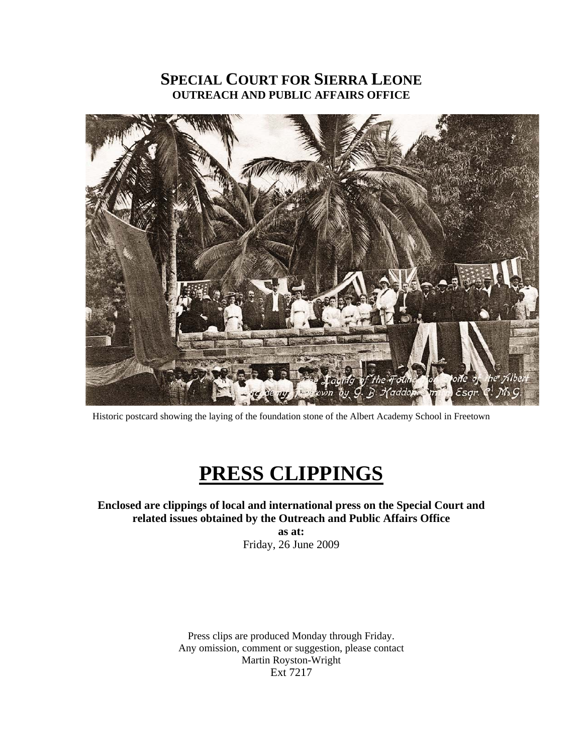# SPECIAL COURT FOR SIERRA LEONE
## OUTREACH AND PUBLIC AFFAIRS OFFICE

Historic postcard showing the laying of the foundation stone of the Albert Academy School in Freetown

# PRESS CLIPPINGS

**Enclosed are clippings of local and international press on the Special Court and related issues obtained by the Outreach and Public Affairs Office**
**as at:**
Friday, 26 June 2009

Press clips are produced Monday through Friday.
Any omission, comment or suggestion, please contact
Martin Royston-Wright
Ext 7217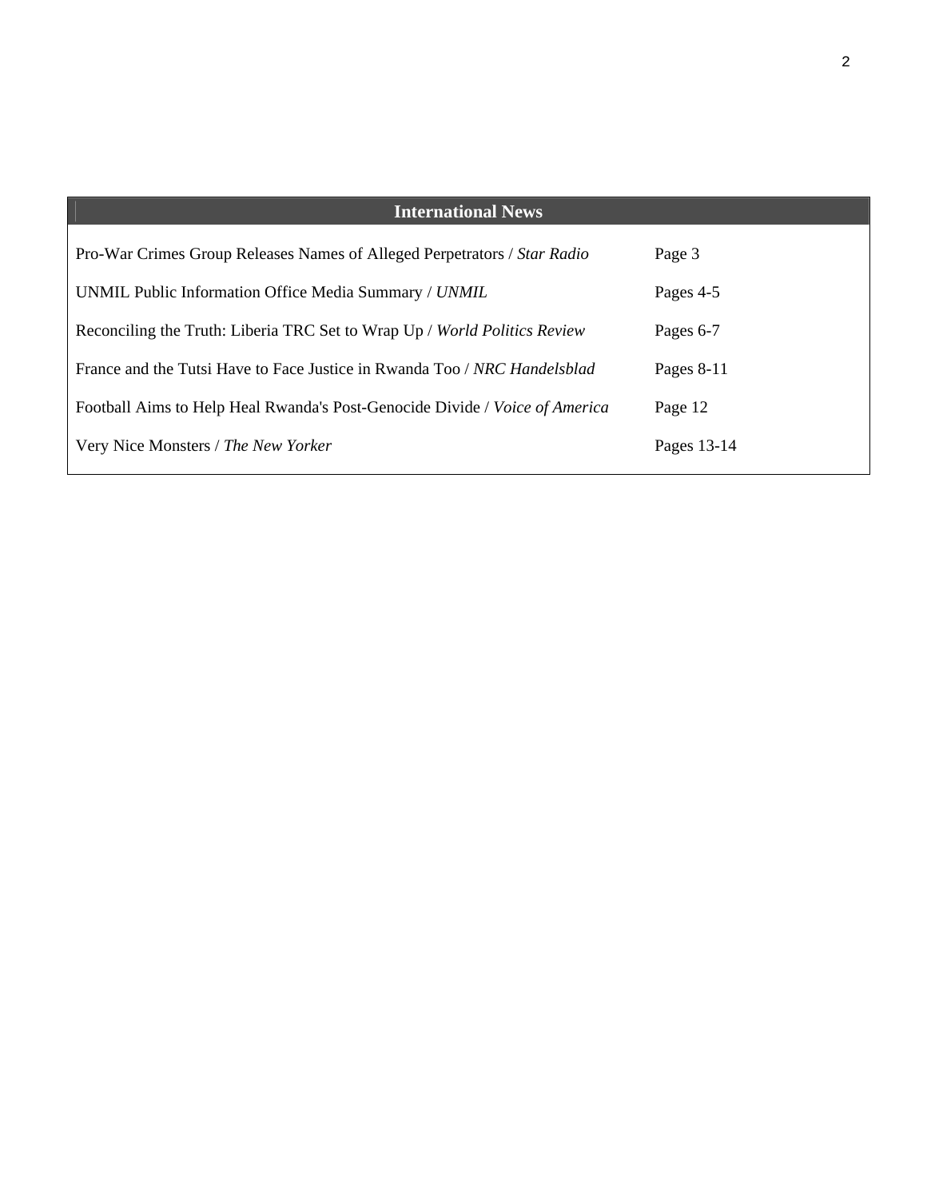| International News | |
|---|---|
| Pro-War Crimes Group Releases Names of Alleged Perpetrators / *Star Radio* | Page 3 |
| UNMIL Public Information Office Media Summary / *UNMIL* | Pages 4-5 |
| Reconciling the Truth: Liberia TRC Set to Wrap Up / *World Politics Review* | Pages 6-7 |
| France and the Tutsi Have to Face Justice in Rwanda Too / *NRC Handelsblad* | Pages 8-11 |
| Football Aims to Help Heal Rwanda's Post-Genocide Divide / *Voice of America* | Page 12 |
| Very Nice Monsters / *The New Yorker* | Pages 13-14 |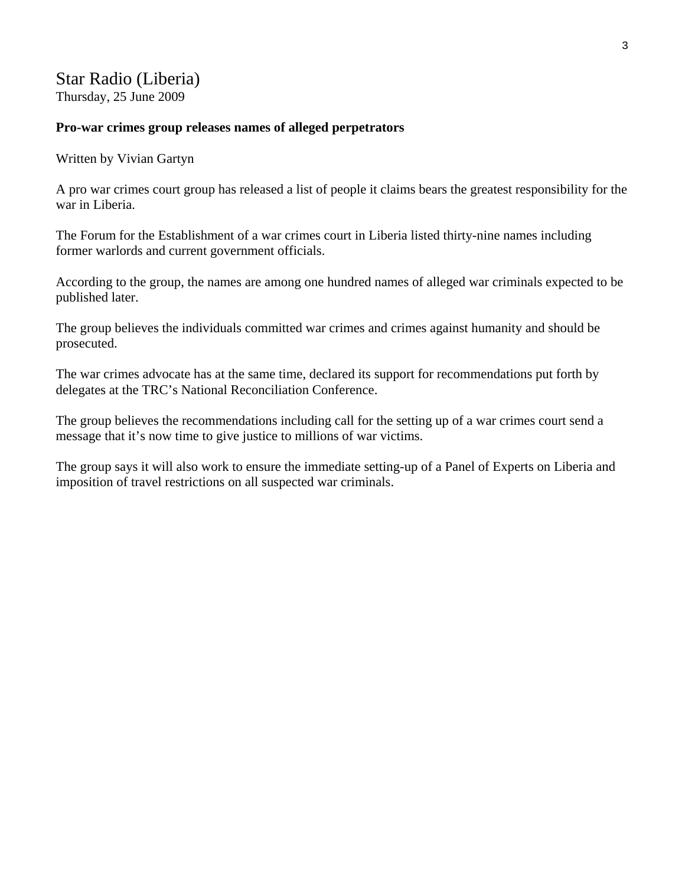## Star Radio (Liberia)
Thursday, 25 June 2009

**Pro-war crimes group releases names of alleged perpetrators**

Written by Vivian Gartyn

A pro war crimes court group has released a list of people it claims bears the greatest responsibility for the war in Liberia.

The Forum for the Establishment of a war crimes court in Liberia listed thirty-nine names including former warlords and current government officials.

According to the group, the names are among one hundred names of alleged war criminals expected to be published later.

The group believes the individuals committed war crimes and crimes against humanity and should be prosecuted.

The war crimes advocate has at the same time, declared its support for recommendations put forth by delegates at the TRC's National Reconciliation Conference.

The group believes the recommendations including call for the setting up of a war crimes court send a message that it's now time to give justice to millions of war victims.

The group says it will also work to ensure the immediate setting-up of a Panel of Experts on Liberia and imposition of travel restrictions on all suspected war criminals.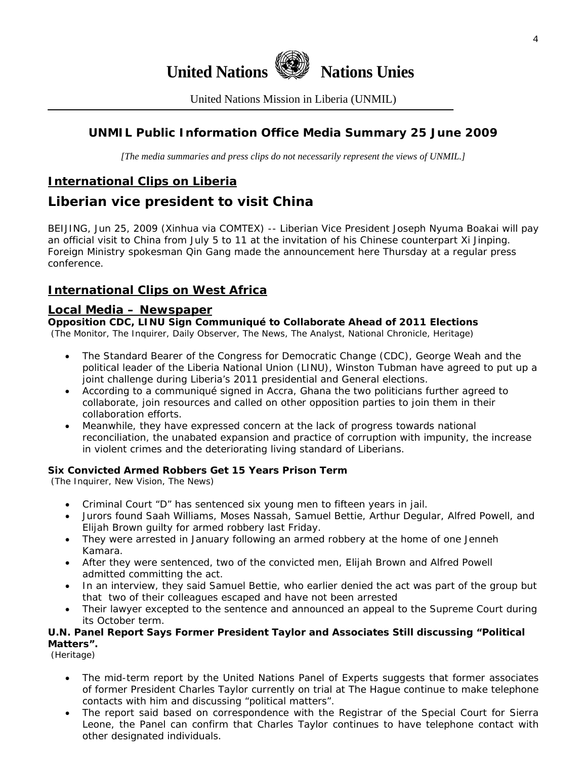# United Nations Nations Unies

United Nations Mission in Liberia (UNMIL)

## UNMIL Public Information Office Media Summary 25 June 2009

*[The media summaries and press clips do not necessarily represent the views of UNMIL.]*

## International Clips on Liberia

## Liberian vice president to visit China

BEIJING, Jun 25, 2009 (Xinhua via COMTEX) -- Liberian Vice President Joseph Nyuma Boakai will pay an official visit to China from July 5 to 11 at the invitation of his Chinese counterpart Xi Jinping. Foreign Ministry spokesman Qin Gang made the announcement here Thursday at a regular press conference.

## International Clips on West Africa

## Local Media – Newspaper

**Opposition CDC, LINU Sign Communiqué to Collaborate Ahead of 2011 Elections**
(The Monitor, The Inquirer, Daily Observer, The News, The Analyst, National Chronicle, Heritage)

- The Standard Bearer of the Congress for Democratic Change (CDC), George Weah and the political leader of the Liberia National Union (LINU), Winston Tubman have agreed to put up a joint challenge during Liberia's 2011 presidential and General elections.
- According to a communiqué signed in Accra, Ghana the two politicians further agreed to collaborate, join resources and called on other opposition parties to join them in their collaboration efforts.
- Meanwhile, they have expressed concern at the lack of progress towards national reconciliation, the unabated expansion and practice of corruption with impunity, the increase in violent crimes and the deteriorating living standard of Liberians.

**Six Convicted Armed Robbers Get 15 Years Prison Term**
(The Inquirer, New Vision, The News)

- Criminal Court "D" has sentenced six young men to fifteen years in jail.
- Jurors found Saah Williams, Moses Nassah, Samuel Bettie, Arthur Degular, Alfred Powell, and Elijah Brown guilty for armed robbery last Friday.
- They were arrested in January following an armed robbery at the home of one Jenneh Kamara.
- After they were sentenced, two of the convicted men, Elijah Brown and Alfred Powell admitted committing the act.
- In an interview, they said Samuel Bettie, who earlier denied the act was part of the group but that two of their colleagues escaped and have not been arrested
- Their lawyer excepted to the sentence and announced an appeal to the Supreme Court during its October term.

**U.N. Panel Report Says Former President Taylor and Associates Still discussing "Political Matters".**
(Heritage)

- The mid-term report by the United Nations Panel of Experts suggests that former associates of former President Charles Taylor currently on trial at The Hague continue to make telephone contacts with him and discussing "political matters".
- The report said based on correspondence with the Registrar of the Special Court for Sierra Leone, the Panel can confirm that Charles Taylor continues to have telephone contact with other designated individuals.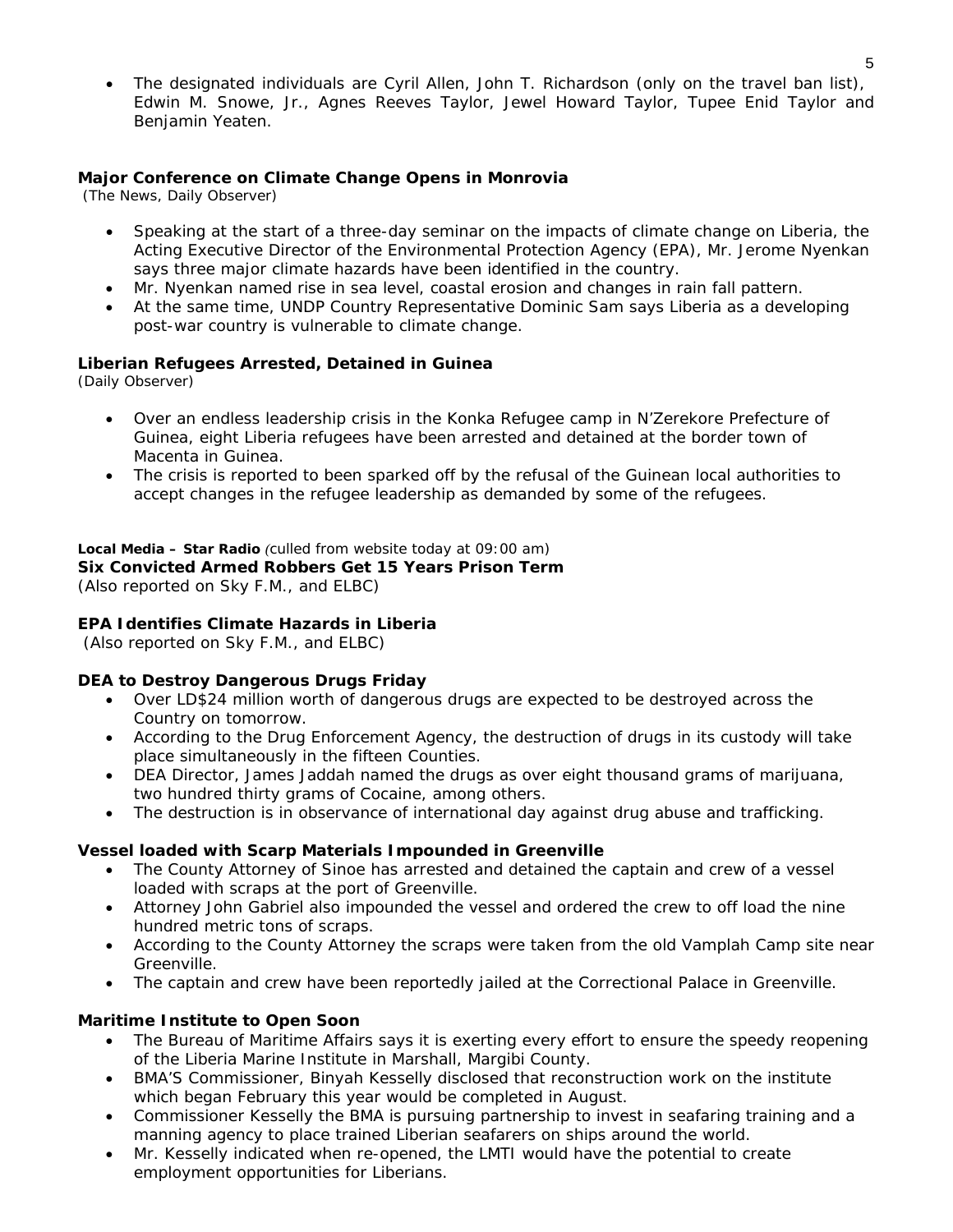- The designated individuals are Cyril Allen, John T. Richardson (only on the travel ban list), Edwin M. Snowe, Jr., Agnes Reeves Taylor, Jewel Howard Taylor, Tupee Enid Taylor and Benjamin Yeaten.

**Major Conference on Climate Change Opens in Monrovia**
(The News, Daily Observer)

- Speaking at the start of a three-day seminar on the impacts of climate change on Liberia, the Acting Executive Director of the Environmental Protection Agency (EPA), Mr. Jerome Nyenkan says three major climate hazards have been identified in the country.
- Mr. Nyenkan named rise in sea level, coastal erosion and changes in rain fall pattern.
- At the same time, UNDP Country Representative Dominic Sam says Liberia as a developing post-war country is vulnerable to climate change.

**Liberian Refugees Arrested, Detained in Guinea**
*(Daily Observer)*

- Over an endless leadership crisis in the Konka Refugee camp in N'Zerekore Prefecture of Guinea, eight Liberia refugees have been arrested and detained at the border town of Macenta in Guinea.
- The crisis is reported to been sparked off by the refusal of the Guinean local authorities to accept changes in the refugee leadership as demanded by some of the refugees.

**Local Media – Star Radio** *(culled from website today at 09:00 am)*
**Six Convicted Armed Robbers Get 15 Years Prison Term**
(Also reported on Sky F.M., and ELBC)

**EPA Identifies Climate Hazards in Liberia**
(Also reported on Sky F.M., and ELBC)

**DEA to Destroy Dangerous Drugs Friday**

- Over LD$24 million worth of dangerous drugs are expected to be destroyed across the Country on tomorrow.
- According to the Drug Enforcement Agency, the destruction of drugs in its custody will take place simultaneously in the fifteen Counties.
- DEA Director, James Jaddah named the drugs as over eight thousand grams of marijuana, two hundred thirty grams of Cocaine, among others.
- The destruction is in observance of international day against drug abuse and trafficking.

**Vessel loaded with Scarp Materials Impounded in Greenville**

- The County Attorney of Sinoe has arrested and detained the captain and crew of a vessel loaded with scraps at the port of Greenville.
- Attorney John Gabriel also impounded the vessel and ordered the crew to off load the nine hundred metric tons of scraps.
- According to the County Attorney the scraps were taken from the old Vamplah Camp site near Greenville.
- The captain and crew have been reportedly jailed at the Correctional Palace in Greenville.

**Maritime Institute to Open Soon**

- The Bureau of Maritime Affairs says it is exerting every effort to ensure the speedy reopening of the Liberia Marine Institute in Marshall, Margibi County.
- BMA'S Commissioner, Binyah Kesselly disclosed that reconstruction work on the institute which began February this year would be completed in August.
- Commissioner Kesselly the BMA is pursuing partnership to invest in seafaring training and a manning agency to place trained Liberian seafarers on ships around the world.
- Mr. Kesselly indicated when re-opened, the LMTI would have the potential to create employment opportunities for Liberians.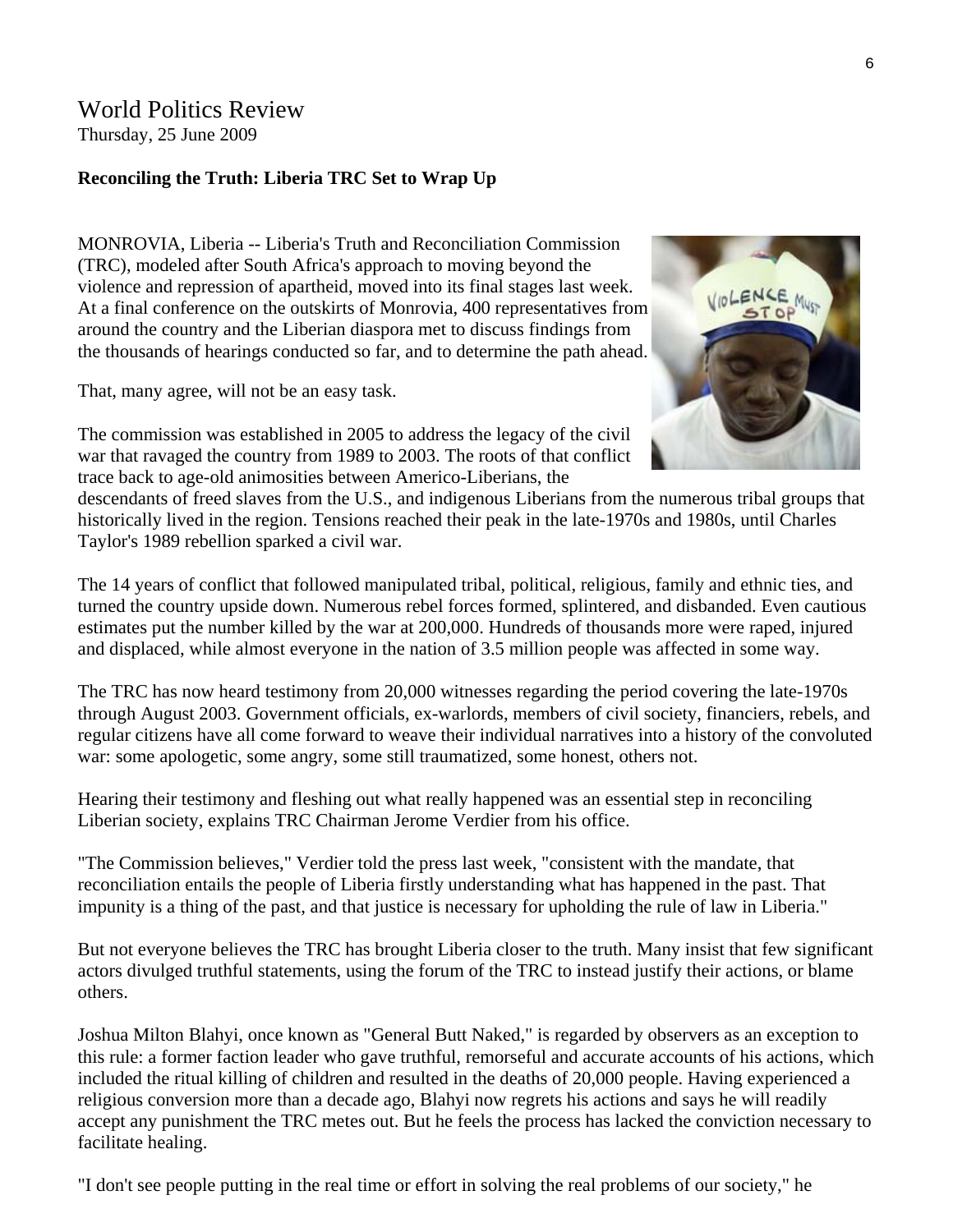# World Politics Review

Thursday, 25 June 2009

**Reconciling the Truth: Liberia TRC Set to Wrap Up**

MONROVIA, Liberia -- Liberia's Truth and Reconciliation Commission (TRC), modeled after South Africa's approach to moving beyond the violence and repression of apartheid, moved into its final stages last week. At a final conference on the outskirts of Monrovia, 400 representatives from around the country and the Liberian diaspora met to discuss findings from the thousands of hearings conducted so far, and to determine the path ahead.

That, many agree, will not be an easy task.

The commission was established in 2005 to address the legacy of the civil war that ravaged the country from 1989 to 2003. The roots of that conflict trace back to age-old animosities between Americo-Liberians, the descendants of freed slaves from the U.S., and indigenous Liberians from the numerous tribal groups that historically lived in the region. Tensions reached their peak in the late-1970s and 1980s, until Charles Taylor's 1989 rebellion sparked a civil war.

The 14 years of conflict that followed manipulated tribal, political, religious, family and ethnic ties, and turned the country upside down. Numerous rebel forces formed, splintered, and disbanded. Even cautious estimates put the number killed by the war at 200,000. Hundreds of thousands more were raped, injured and displaced, while almost everyone in the nation of 3.5 million people was affected in some way.

The TRC has now heard testimony from 20,000 witnesses regarding the period covering the late-1970s through August 2003. Government officials, ex-warlords, members of civil society, financiers, rebels, and regular citizens have all come forward to weave their individual narratives into a history of the convoluted war: some apologetic, some angry, some still traumatized, some honest, others not.

Hearing their testimony and fleshing out what really happened was an essential step in reconciling Liberian society, explains TRC Chairman Jerome Verdier from his office.

"The Commission believes," Verdier told the press last week, "consistent with the mandate, that reconciliation entails the people of Liberia firstly understanding what has happened in the past. That impunity is a thing of the past, and that justice is necessary for upholding the rule of law in Liberia."

But not everyone believes the TRC has brought Liberia closer to the truth. Many insist that few significant actors divulged truthful statements, using the forum of the TRC to instead justify their actions, or blame others.

Joshua Milton Blahyi, once known as "General Butt Naked," is regarded by observers as an exception to this rule: a former faction leader who gave truthful, remorseful and accurate accounts of his actions, which included the ritual killing of children and resulted in the deaths of 20,000 people. Having experienced a religious conversion more than a decade ago, Blahyi now regrets his actions and says he will readily accept any punishment the TRC metes out. But he feels the process has lacked the conviction necessary to facilitate healing.

"I don't see people putting in the real time or effort in solving the real problems of our society," he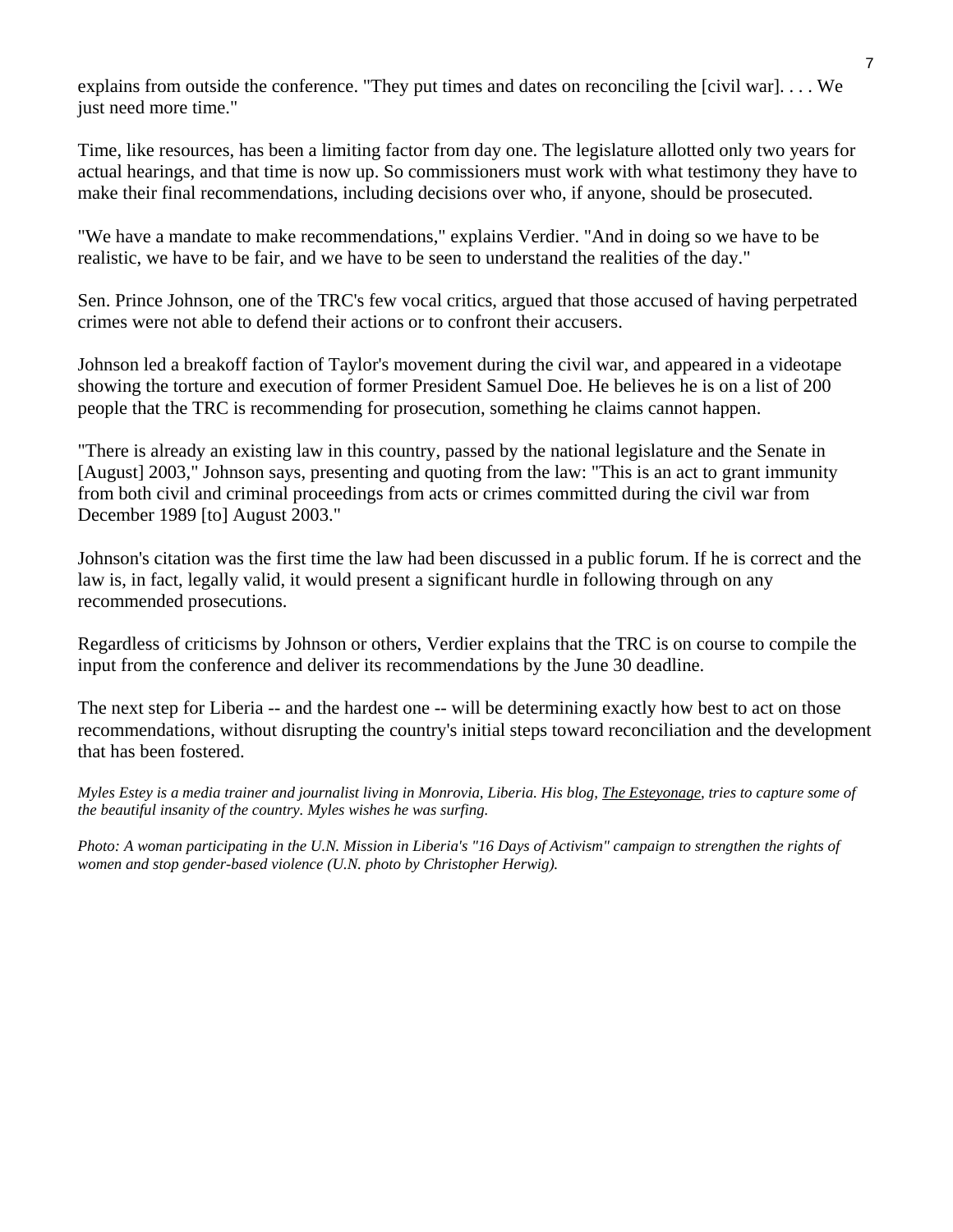explains from outside the conference. "They put times and dates on reconciling the [civil war]. . . . We just need more time."

Time, like resources, has been a limiting factor from day one. The legislature allotted only two years for actual hearings, and that time is now up. So commissioners must work with what testimony they have to make their final recommendations, including decisions over who, if anyone, should be prosecuted.

"We have a mandate to make recommendations," explains Verdier. "And in doing so we have to be realistic, we have to be fair, and we have to be seen to understand the realities of the day."

Sen. Prince Johnson, one of the TRC's few vocal critics, argued that those accused of having perpetrated crimes were not able to defend their actions or to confront their accusers.

Johnson led a breakoff faction of Taylor's movement during the civil war, and appeared in a videotape showing the torture and execution of former President Samuel Doe. He believes he is on a list of 200 people that the TRC is recommending for prosecution, something he claims cannot happen.

"There is already an existing law in this country, passed by the national legislature and the Senate in [August] 2003," Johnson says, presenting and quoting from the law: "This is an act to grant immunity from both civil and criminal proceedings from acts or crimes committed during the civil war from December 1989 [to] August 2003."

Johnson's citation was the first time the law had been discussed in a public forum. If he is correct and the law is, in fact, legally valid, it would present a significant hurdle in following through on any recommended prosecutions.

Regardless of criticisms by Johnson or others, Verdier explains that the TRC is on course to compile the input from the conference and deliver its recommendations by the June 30 deadline.

The next step for Liberia -- and the hardest one -- will be determining exactly how best to act on those recommendations, without disrupting the country's initial steps toward reconciliation and the development that has been fostered.

*Myles Estey is a media trainer and journalist living in Monrovia, Liberia. His blog, The Esteyonage, tries to capture some of the beautiful insanity of the country. Myles wishes he was surfing.*

*Photo: A woman participating in the U.N. Mission in Liberia's "16 Days of Activism" campaign to strengthen the rights of women and stop gender-based violence (U.N. photo by Christopher Herwig).*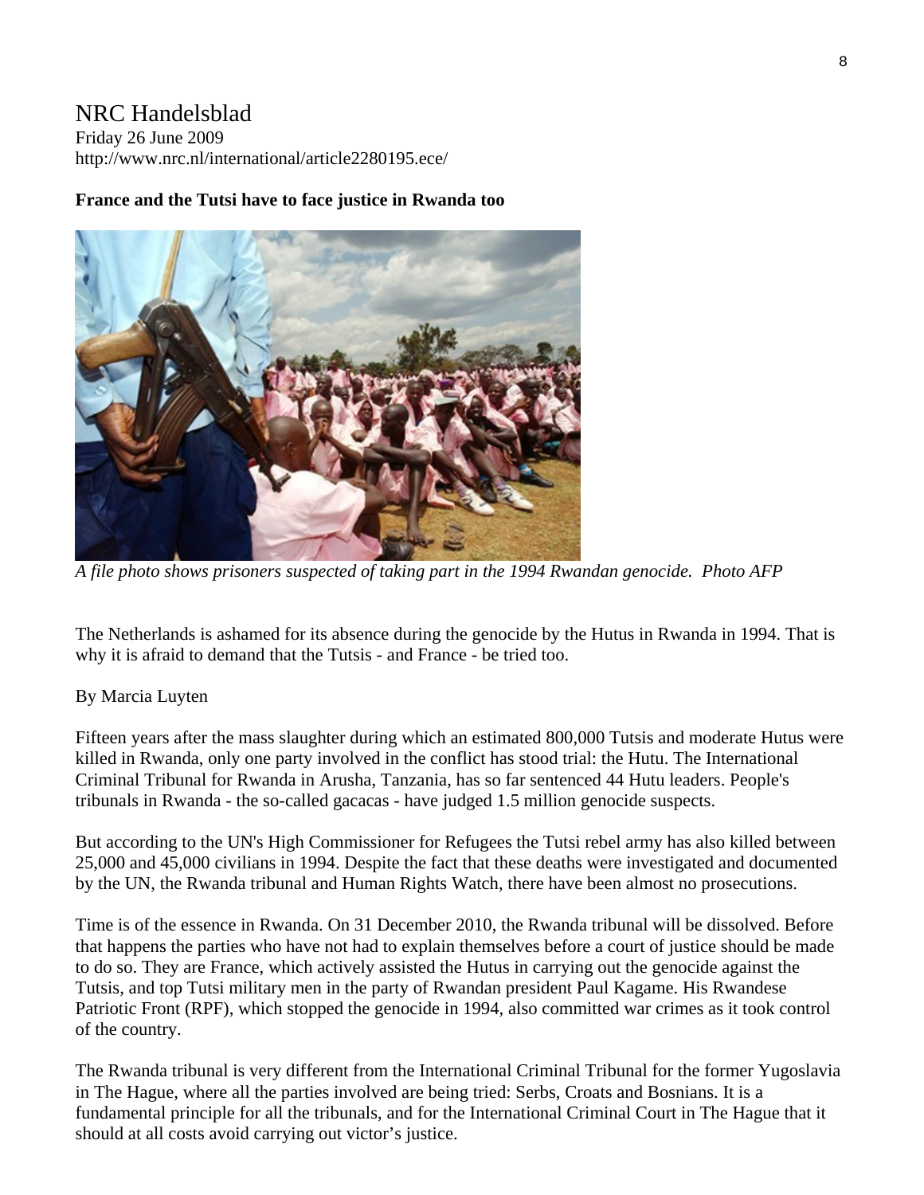# NRC Handelsblad

Friday 26 June 2009
http://www.nrc.nl/international/article2280195.ece/

**France and the Tutsi have to face justice in Rwanda too**

*A file photo shows prisoners suspected of taking part in the 1994 Rwandan genocide. Photo AFP*

The Netherlands is ashamed for its absence during the genocide by the Hutus in Rwanda in 1994. That is why it is afraid to demand that the Tutsis - and France - be tried too.

By Marcia Luyten

Fifteen years after the mass slaughter during which an estimated 800,000 Tutsis and moderate Hutus were killed in Rwanda, only one party involved in the conflict has stood trial: the Hutu. The International Criminal Tribunal for Rwanda in Arusha, Tanzania, has so far sentenced 44 Hutu leaders. People's tribunals in Rwanda - the so-called gacacas - have judged 1.5 million genocide suspects.

But according to the UN's High Commissioner for Refugees the Tutsi rebel army has also killed between 25,000 and 45,000 civilians in 1994. Despite the fact that these deaths were investigated and documented by the UN, the Rwanda tribunal and Human Rights Watch, there have been almost no prosecutions.

Time is of the essence in Rwanda. On 31 December 2010, the Rwanda tribunal will be dissolved. Before that happens the parties who have not had to explain themselves before a court of justice should be made to do so. They are France, which actively assisted the Hutus in carrying out the genocide against the Tutsis, and top Tutsi military men in the party of Rwandan president Paul Kagame. His Rwandese Patriotic Front (RPF), which stopped the genocide in 1994, also committed war crimes as it took control of the country.

The Rwanda tribunal is very different from the International Criminal Tribunal for the former Yugoslavia in The Hague, where all the parties involved are being tried: Serbs, Croats and Bosnians. It is a fundamental principle for all the tribunals, and for the International Criminal Court in The Hague that it should at all costs avoid carrying out victor's justice.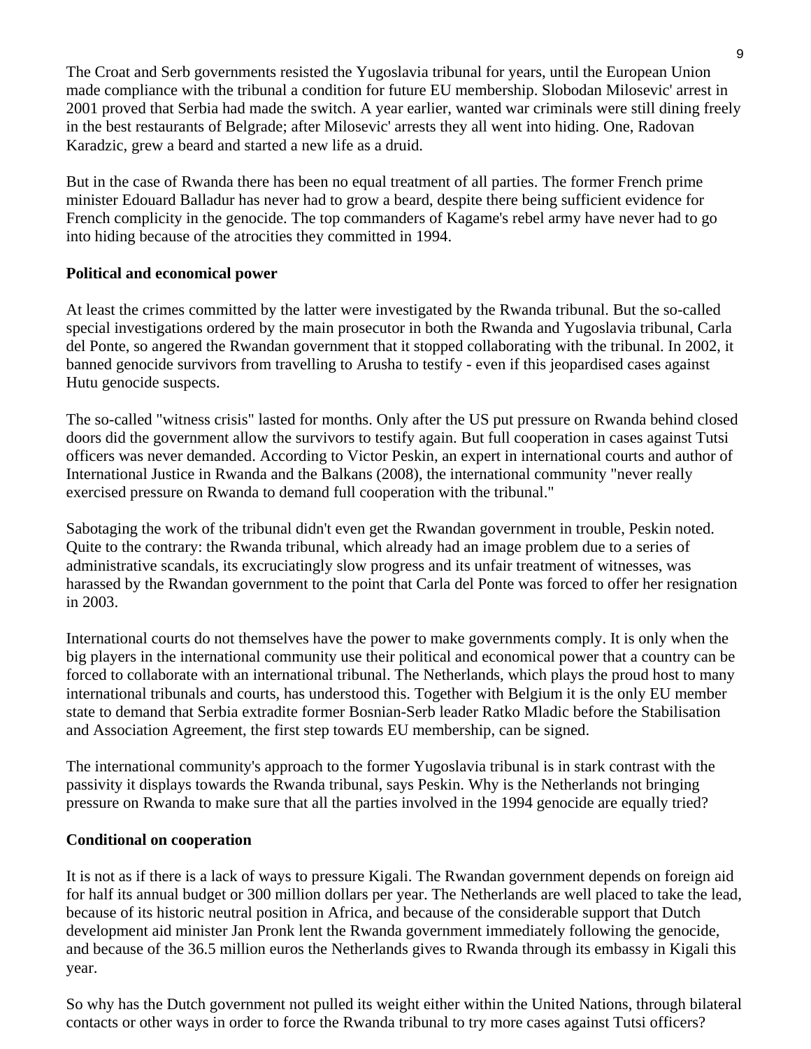The Croat and Serb governments resisted the Yugoslavia tribunal for years, until the European Union made compliance with the tribunal a condition for future EU membership. Slobodan Milosevic' arrest in 2001 proved that Serbia had made the switch. A year earlier, wanted war criminals were still dining freely in the best restaurants of Belgrade; after Milosevic' arrests they all went into hiding. One, Radovan Karadzic, grew a beard and started a new life as a druid.

But in the case of Rwanda there has been no equal treatment of all parties. The former French prime minister Edouard Balladur has never had to grow a beard, despite there being sufficient evidence for French complicity in the genocide. The top commanders of Kagame's rebel army have never had to go into hiding because of the atrocities they committed in 1994.

**Political and economical power**

At least the crimes committed by the latter were investigated by the Rwanda tribunal. But the so-called special investigations ordered by the main prosecutor in both the Rwanda and Yugoslavia tribunal, Carla del Ponte, so angered the Rwandan government that it stopped collaborating with the tribunal. In 2002, it banned genocide survivors from travelling to Arusha to testify - even if this jeopardised cases against Hutu genocide suspects.

The so-called "witness crisis" lasted for months. Only after the US put pressure on Rwanda behind closed doors did the government allow the survivors to testify again. But full cooperation in cases against Tutsi officers was never demanded. According to Victor Peskin, an expert in international courts and author of International Justice in Rwanda and the Balkans (2008), the international community "never really exercised pressure on Rwanda to demand full cooperation with the tribunal."

Sabotaging the work of the tribunal didn't even get the Rwandan government in trouble, Peskin noted. Quite to the contrary: the Rwanda tribunal, which already had an image problem due to a series of administrative scandals, its excruciatingly slow progress and its unfair treatment of witnesses, was harassed by the Rwandan government to the point that Carla del Ponte was forced to offer her resignation in 2003.

International courts do not themselves have the power to make governments comply. It is only when the big players in the international community use their political and economical power that a country can be forced to collaborate with an international tribunal. The Netherlands, which plays the proud host to many international tribunals and courts, has understood this. Together with Belgium it is the only EU member state to demand that Serbia extradite former Bosnian-Serb leader Ratko Mladic before the Stabilisation and Association Agreement, the first step towards EU membership, can be signed.

The international community's approach to the former Yugoslavia tribunal is in stark contrast with the passivity it displays towards the Rwanda tribunal, says Peskin. Why is the Netherlands not bringing pressure on Rwanda to make sure that all the parties involved in the 1994 genocide are equally tried?

**Conditional on cooperation**

It is not as if there is a lack of ways to pressure Kigali. The Rwandan government depends on foreign aid for half its annual budget or 300 million dollars per year. The Netherlands are well placed to take the lead, because of its historic neutral position in Africa, and because of the considerable support that Dutch development aid minister Jan Pronk lent the Rwanda government immediately following the genocide, and because of the 36.5 million euros the Netherlands gives to Rwanda through its embassy in Kigali this year.

So why has the Dutch government not pulled its weight either within the United Nations, through bilateral contacts or other ways in order to force the Rwanda tribunal to try more cases against Tutsi officers?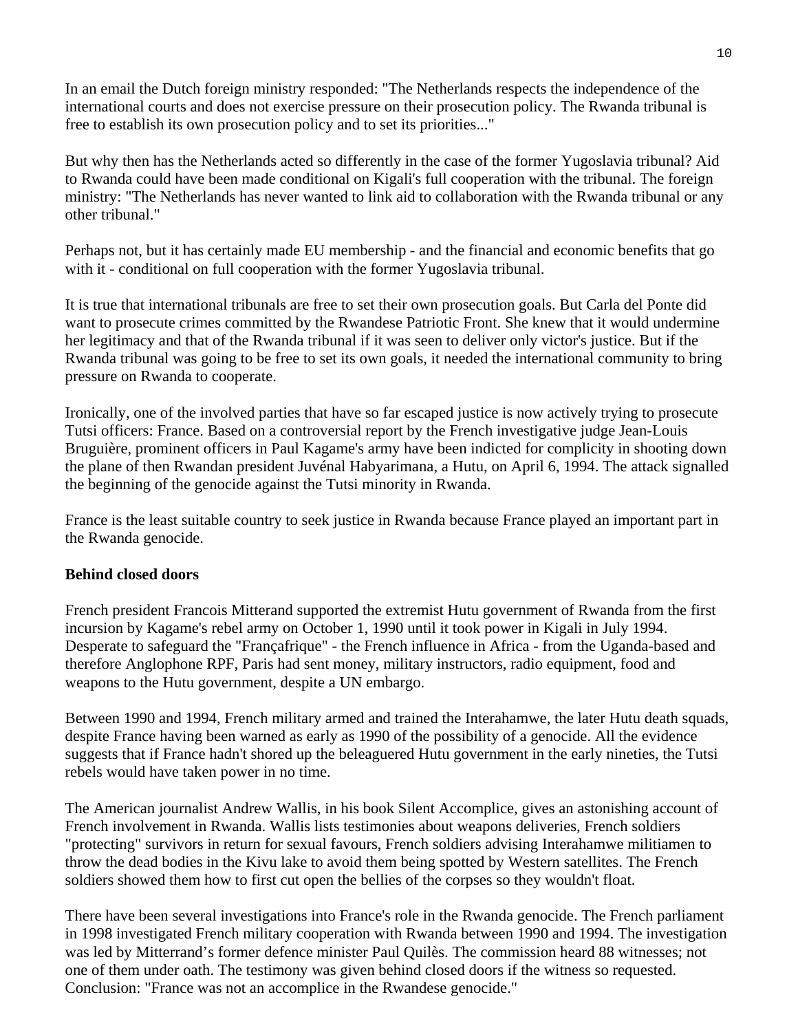In an email the Dutch foreign ministry responded: "The Netherlands respects the independence of the international courts and does not exercise pressure on their prosecution policy. The Rwanda tribunal is free to establish its own prosecution policy and to set its priorities..."

But why then has the Netherlands acted so differently in the case of the former Yugoslavia tribunal? Aid to Rwanda could have been made conditional on Kigali's full cooperation with the tribunal. The foreign ministry: "The Netherlands has never wanted to link aid to collaboration with the Rwanda tribunal or any other tribunal."

Perhaps not, but it has certainly made EU membership - and the financial and economic benefits that go with it - conditional on full cooperation with the former Yugoslavia tribunal.

It is true that international tribunals are free to set their own prosecution goals. But Carla del Ponte did want to prosecute crimes committed by the Rwandese Patriotic Front. She knew that it would undermine her legitimacy and that of the Rwanda tribunal if it was seen to deliver only victor's justice. But if the Rwanda tribunal was going to be free to set its own goals, it needed the international community to bring pressure on Rwanda to cooperate.

Ironically, one of the involved parties that have so far escaped justice is now actively trying to prosecute Tutsi officers: France. Based on a controversial report by the French investigative judge Jean-Louis Bruguière, prominent officers in Paul Kagame's army have been indicted for complicity in shooting down the plane of then Rwandan president Juvénal Habyarimana, a Hutu, on April 6, 1994. The attack signalled the beginning of the genocide against the Tutsi minority in Rwanda.

France is the least suitable country to seek justice in Rwanda because France played an important part in the Rwanda genocide.

**Behind closed doors**

French president Francois Mitterand supported the extremist Hutu government of Rwanda from the first incursion by Kagame's rebel army on October 1, 1990 until it took power in Kigali in July 1994. Desperate to safeguard the "Françafrique" - the French influence in Africa - from the Uganda-based and therefore Anglophone RPF, Paris had sent money, military instructors, radio equipment, food and weapons to the Hutu government, despite a UN embargo.

Between 1990 and 1994, French military armed and trained the Interahamwe, the later Hutu death squads, despite France having been warned as early as 1990 of the possibility of a genocide. All the evidence suggests that if France hadn't shored up the beleaguered Hutu government in the early nineties, the Tutsi rebels would have taken power in no time.

The American journalist Andrew Wallis, in his book Silent Accomplice, gives an astonishing account of French involvement in Rwanda. Wallis lists testimonies about weapons deliveries, French soldiers "protecting" survivors in return for sexual favours, French soldiers advising Interahamwe militiamen to throw the dead bodies in the Kivu lake to avoid them being spotted by Western satellites. The French soldiers showed them how to first cut open the bellies of the corpses so they wouldn't float.

There have been several investigations into France's role in the Rwanda genocide. The French parliament in 1998 investigated French military cooperation with Rwanda between 1990 and 1994. The investigation was led by Mitterrand's former defence minister Paul Quilès. The commission heard 88 witnesses; not one of them under oath. The testimony was given behind closed doors if the witness so requested. Conclusion: "France was not an accomplice in the Rwandese genocide."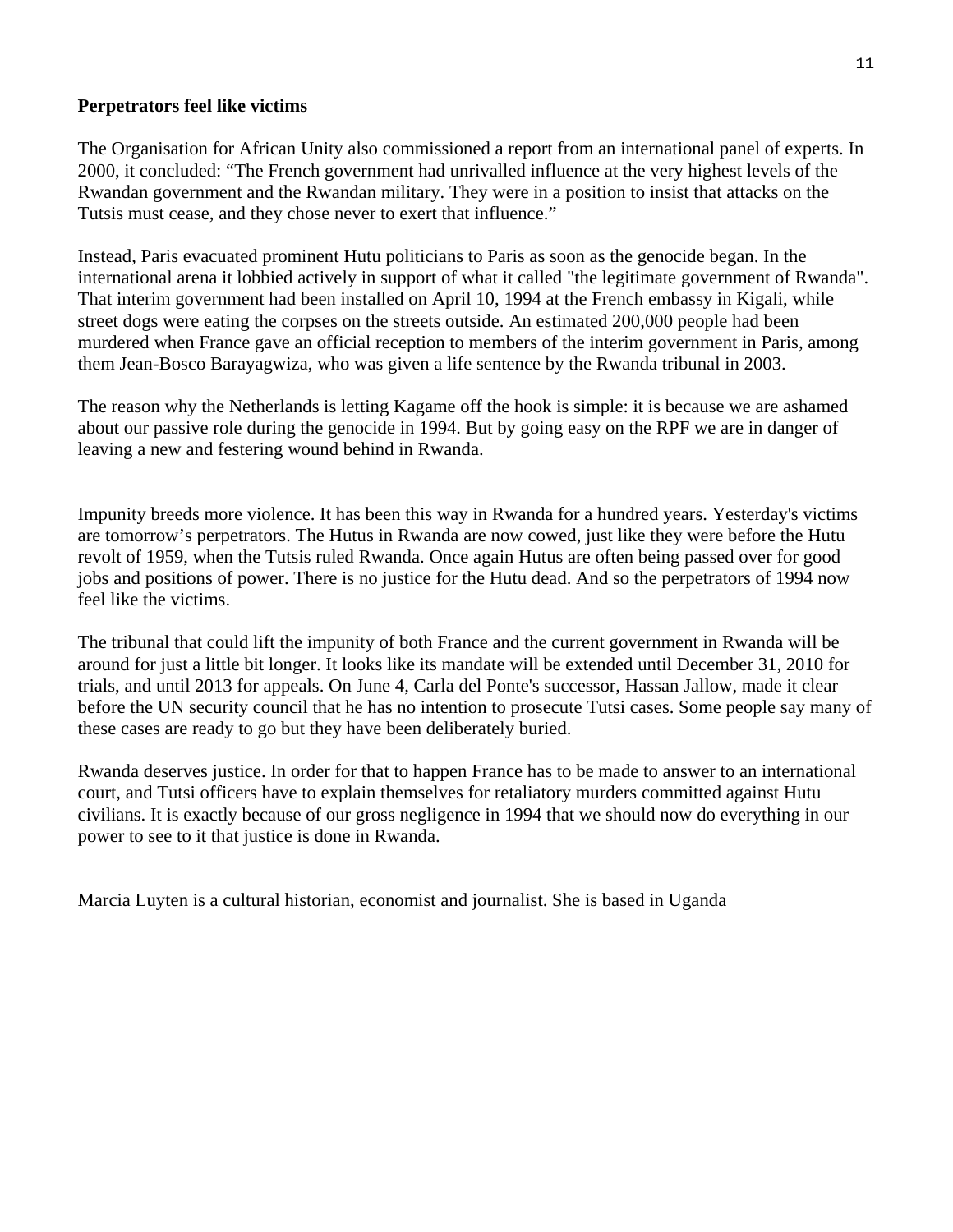**Perpetrators feel like victims**

The Organisation for African Unity also commissioned a report from an international panel of experts. In 2000, it concluded: “The French government had unrivalled influence at the very highest levels of the Rwandan government and the Rwandan military. They were in a position to insist that attacks on the Tutsis must cease, and they chose never to exert that influence.”

Instead, Paris evacuated prominent Hutu politicians to Paris as soon as the genocide began. In the international arena it lobbied actively in support of what it called "the legitimate government of Rwanda". That interim government had been installed on April 10, 1994 at the French embassy in Kigali, while street dogs were eating the corpses on the streets outside. An estimated 200,000 people had been murdered when France gave an official reception to members of the interim government in Paris, among them Jean-Bosco Barayagwiza, who was given a life sentence by the Rwanda tribunal in 2003.

The reason why the Netherlands is letting Kagame off the hook is simple: it is because we are ashamed about our passive role during the genocide in 1994. But by going easy on the RPF we are in danger of leaving a new and festering wound behind in Rwanda.

Impunity breeds more violence. It has been this way in Rwanda for a hundred years. Yesterday's victims are tomorrow’s perpetrators. The Hutus in Rwanda are now cowed, just like they were before the Hutu revolt of 1959, when the Tutsis ruled Rwanda. Once again Hutus are often being passed over for good jobs and positions of power. There is no justice for the Hutu dead. And so the perpetrators of 1994 now feel like the victims.

The tribunal that could lift the impunity of both France and the current government in Rwanda will be around for just a little bit longer. It looks like its mandate will be extended until December 31, 2010 for trials, and until 2013 for appeals. On June 4, Carla del Ponte's successor, Hassan Jallow, made it clear before the UN security council that he has no intention to prosecute Tutsi cases. Some people say many of these cases are ready to go but they have been deliberately buried.

Rwanda deserves justice. In order for that to happen France has to be made to answer to an international court, and Tutsi officers have to explain themselves for retaliatory murders committed against Hutu civilians. It is exactly because of our gross negligence in 1994 that we should now do everything in our power to see to it that justice is done in Rwanda.

Marcia Luyten is a cultural historian, economist and journalist. She is based in Uganda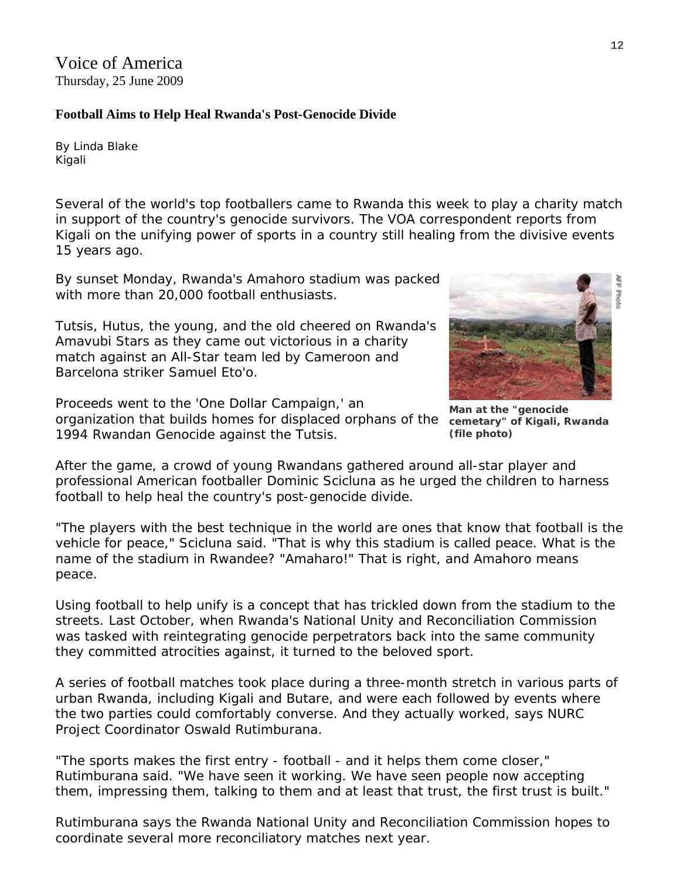Voice of America
Thursday, 25 June 2009

**Football Aims to Help Heal Rwanda's Post-Genocide Divide**

By Linda Blake
Kigali

Several of the world's top footballers came to Rwanda this week to play a charity match in support of the country's genocide survivors. The VOA correspondent reports from Kigali on the unifying power of sports in a country still healing from the divisive events 15 years ago.

By sunset Monday, Rwanda's Amahoro stadium was packed with more than 20,000 football enthusiasts.

Tutsis, Hutus, the young, and the old cheered on Rwanda's Amavubi Stars as they came out victorious in a charity match against an All-Star team led by Cameroon and Barcelona striker Samuel Eto'o.

Proceeds went to the 'One Dollar Campaign,' an organization that builds homes for displaced orphans of the 1994 Rwandan Genocide against the Tutsis.

**Man at the "genocide cemetary" of Kigali, Rwanda (file photo)**

After the game, a crowd of young Rwandans gathered around all-star player and professional American footballer Dominic Scicluna as he urged the children to harness football to help heal the country's post-genocide divide.

"The players with the best technique in the world are ones that know that football is the vehicle for peace," Scicluna said. "That is why this stadium is called peace. What is the name of the stadium in Rwandee? "Amaharo!" That is right, and Amahoro means peace.

Using football to help unify is a concept that has trickled down from the stadium to the streets. Last October, when Rwanda's National Unity and Reconciliation Commission was tasked with reintegrating genocide perpetrators back into the same community they committed atrocities against, it turned to the beloved sport.

A series of football matches took place during a three-month stretch in various parts of urban Rwanda, including Kigali and Butare, and were each followed by events where the two parties could comfortably converse. And they actually worked, says NURC Project Coordinator Oswald Rutimburana.

"The sports makes the first entry - football - and it helps them come closer," Rutimburana said. "We have seen it working. We have seen people now accepting them, impressing them, talking to them and at least that trust, the first trust is built."

Rutimburana says the Rwanda National Unity and Reconciliation Commission hopes to coordinate several more reconciliatory matches next year.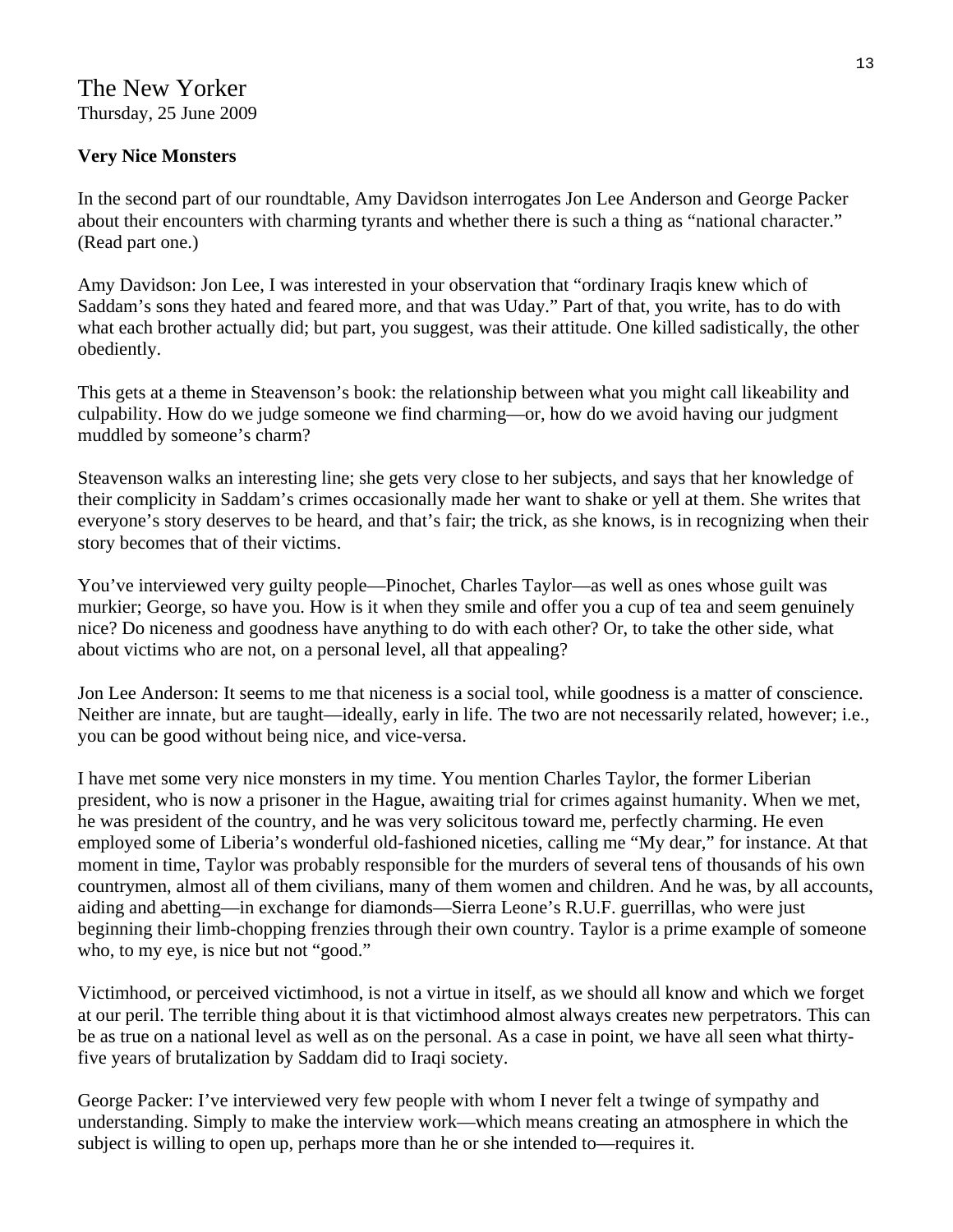The New Yorker
Thursday, 25 June 2009

**Very Nice Monsters**

In the second part of our roundtable, Amy Davidson interrogates Jon Lee Anderson and George Packer about their encounters with charming tyrants and whether there is such a thing as "national character." (Read part one.)

Amy Davidson: Jon Lee, I was interested in your observation that "ordinary Iraqis knew which of Saddam's sons they hated and feared more, and that was Uday." Part of that, you write, has to do with what each brother actually did; but part, you suggest, was their attitude. One killed sadistically, the other obediently.

This gets at a theme in Steavenson's book: the relationship between what you might call likeability and culpability. How do we judge someone we find charming—or, how do we avoid having our judgment muddled by someone's charm?

Steavenson walks an interesting line; she gets very close to her subjects, and says that her knowledge of their complicity in Saddam's crimes occasionally made her want to shake or yell at them. She writes that everyone's story deserves to be heard, and that's fair; the trick, as she knows, is in recognizing when their story becomes that of their victims.

You've interviewed very guilty people—Pinochet, Charles Taylor—as well as ones whose guilt was murkier; George, so have you. How is it when they smile and offer you a cup of tea and seem genuinely nice? Do niceness and goodness have anything to do with each other? Or, to take the other side, what about victims who are not, on a personal level, all that appealing?

Jon Lee Anderson: It seems to me that niceness is a social tool, while goodness is a matter of conscience. Neither are innate, but are taught—ideally, early in life. The two are not necessarily related, however; i.e., you can be good without being nice, and vice-versa.

I have met some very nice monsters in my time. You mention Charles Taylor, the former Liberian president, who is now a prisoner in the Hague, awaiting trial for crimes against humanity. When we met, he was president of the country, and he was very solicitous toward me, perfectly charming. He even employed some of Liberia's wonderful old-fashioned niceties, calling me "My dear," for instance. At that moment in time, Taylor was probably responsible for the murders of several tens of thousands of his own countrymen, almost all of them civilians, many of them women and children. And he was, by all accounts, aiding and abetting—in exchange for diamonds—Sierra Leone's R.U.F. guerrillas, who were just beginning their limb-chopping frenzies through their own country. Taylor is a prime example of someone who, to my eye, is nice but not "good."

Victimhood, or perceived victimhood, is not a virtue in itself, as we should all know and which we forget at our peril. The terrible thing about it is that victimhood almost always creates new perpetrators. This can be as true on a national level as well as on the personal. As a case in point, we have all seen what thirty-five years of brutalization by Saddam did to Iraqi society.

George Packer: I've interviewed very few people with whom I never felt a twinge of sympathy and understanding. Simply to make the interview work—which means creating an atmosphere in which the subject is willing to open up, perhaps more than he or she intended to—requires it.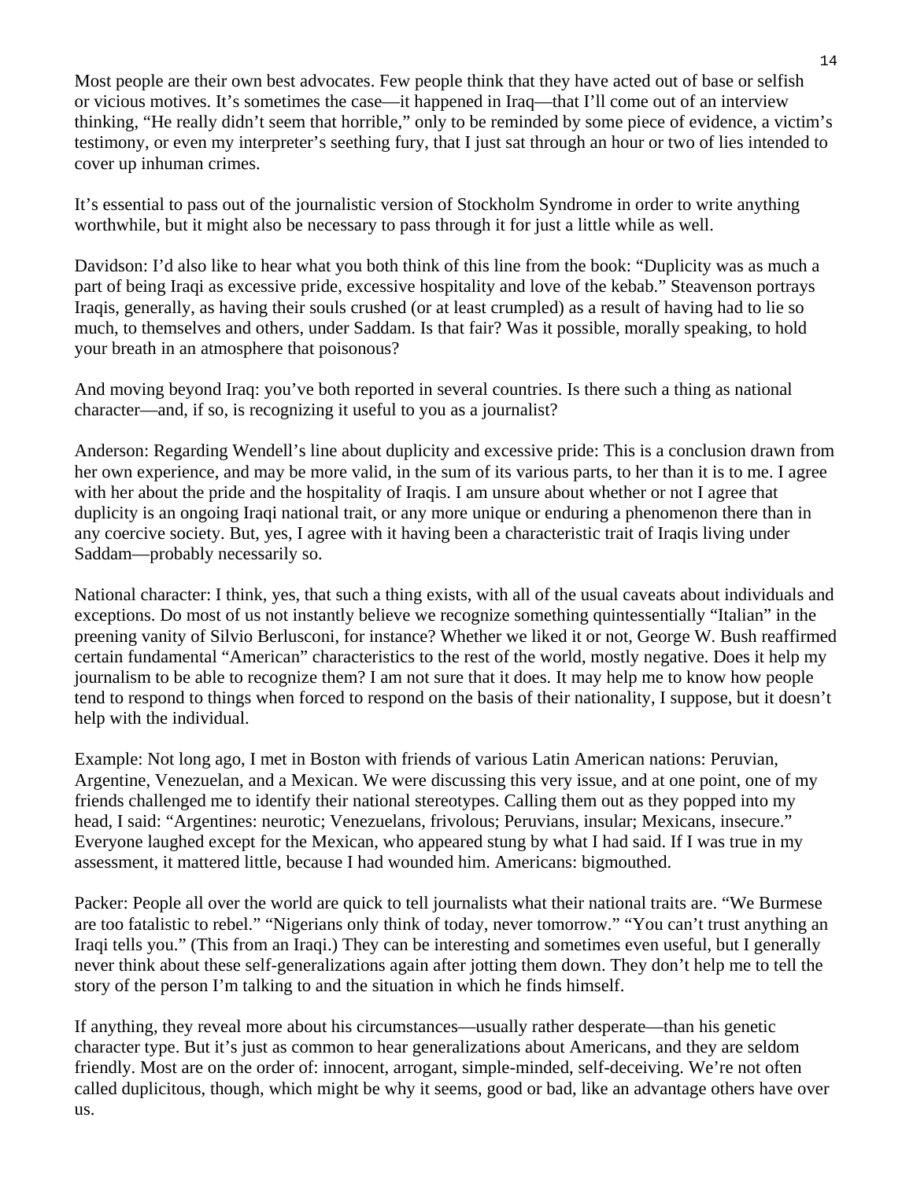Most people are their own best advocates. Few people think that they have acted out of base or selfish or vicious motives. It's sometimes the case—it happened in Iraq—that I'll come out of an interview thinking, "He really didn't seem that horrible," only to be reminded by some piece of evidence, a victim's testimony, or even my interpreter's seething fury, that I just sat through an hour or two of lies intended to cover up inhuman crimes.

It's essential to pass out of the journalistic version of Stockholm Syndrome in order to write anything worthwhile, but it might also be necessary to pass through it for just a little while as well.

Davidson: I'd also like to hear what you both think of this line from the book: "Duplicity was as much a part of being Iraqi as excessive pride, excessive hospitality and love of the kebab." Steavenson portrays Iraqis, generally, as having their souls crushed (or at least crumpled) as a result of having had to lie so much, to themselves and others, under Saddam. Is that fair? Was it possible, morally speaking, to hold your breath in an atmosphere that poisonous?

And moving beyond Iraq: you've both reported in several countries. Is there such a thing as national character—and, if so, is recognizing it useful to you as a journalist?

Anderson: Regarding Wendell's line about duplicity and excessive pride: This is a conclusion drawn from her own experience, and may be more valid, in the sum of its various parts, to her than it is to me. I agree with her about the pride and the hospitality of Iraqis. I am unsure about whether or not I agree that duplicity is an ongoing Iraqi national trait, or any more unique or enduring a phenomenon there than in any coercive society. But, yes, I agree with it having been a characteristic trait of Iraqis living under Saddam—probably necessarily so.

National character: I think, yes, that such a thing exists, with all of the usual caveats about individuals and exceptions. Do most of us not instantly believe we recognize something quintessentially "Italian" in the preening vanity of Silvio Berlusconi, for instance? Whether we liked it or not, George W. Bush reaffirmed certain fundamental "American" characteristics to the rest of the world, mostly negative. Does it help my journalism to be able to recognize them? I am not sure that it does. It may help me to know how people tend to respond to things when forced to respond on the basis of their nationality, I suppose, but it doesn't help with the individual.

Example: Not long ago, I met in Boston with friends of various Latin American nations: Peruvian, Argentine, Venezuelan, and a Mexican. We were discussing this very issue, and at one point, one of my friends challenged me to identify their national stereotypes. Calling them out as they popped into my head, I said: "Argentines: neurotic; Venezuelans, frivolous; Peruvians, insular; Mexicans, insecure." Everyone laughed except for the Mexican, who appeared stung by what I had said. If I was true in my assessment, it mattered little, because I had wounded him. Americans: bigmouthed.

Packer: People all over the world are quick to tell journalists what their national traits are. "We Burmese are too fatalistic to rebel." "Nigerians only think of today, never tomorrow." "You can't trust anything an Iraqi tells you." (This from an Iraqi.) They can be interesting and sometimes even useful, but I generally never think about these self-generalizations again after jotting them down. They don't help me to tell the story of the person I'm talking to and the situation in which he finds himself.

If anything, they reveal more about his circumstances—usually rather desperate—than his genetic character type. But it's just as common to hear generalizations about Americans, and they are seldom friendly. Most are on the order of: innocent, arrogant, simple-minded, self-deceiving. We're not often called duplicitous, though, which might be why it seems, good or bad, like an advantage others have over us.